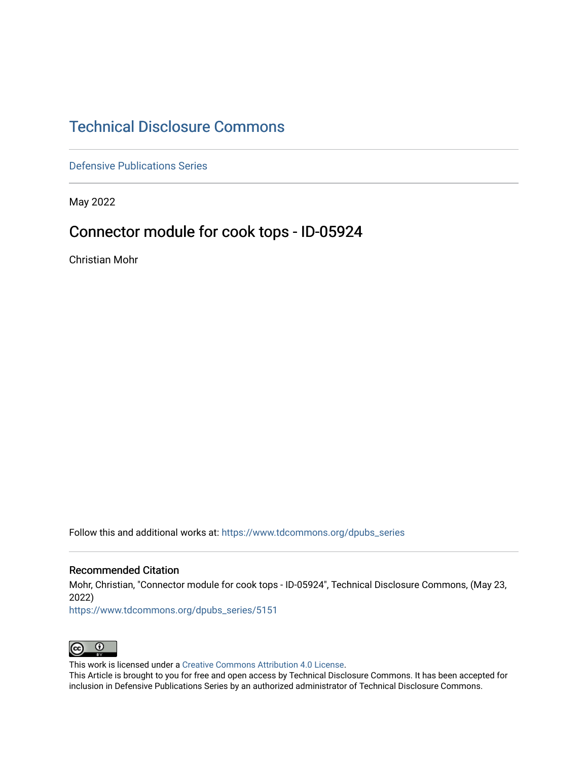# Technical Disclosure Commons

Defensive Publications Series

May 2022

## Connector module for cook tops - ID-05924

Christian Mohr

Follow this and additional works at: https://www.tdcommons.org/dpubs_series

### Recommended Citation

Mohr, Christian, "Connector module for cook tops - ID-05924", Technical Disclosure Commons, (May 23, 2022)
https://www.tdcommons.org/dpubs_series/5151

This work is licensed under a Creative Commons Attribution 4.0 License.
This Article is brought to you for free and open access by Technical Disclosure Commons. It has been accepted for inclusion in Defensive Publications Series by an authorized administrator of Technical Disclosure Commons.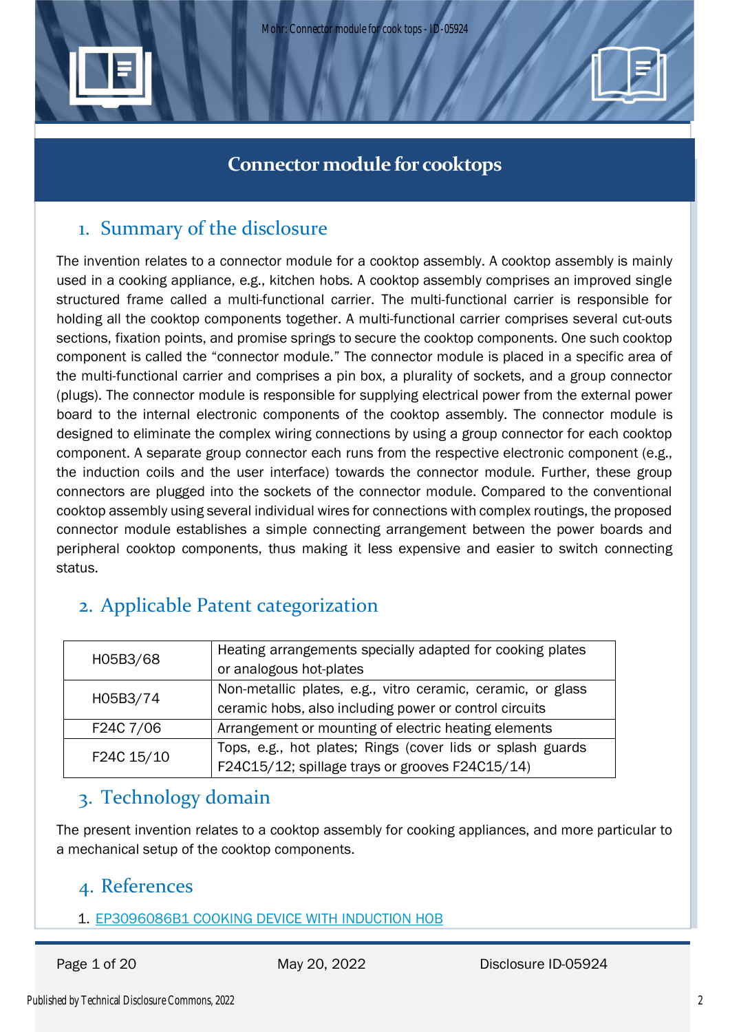# Connector module for cooktops

## 1. Summary of the disclosure

The invention relates to a connector module for a cooktop assembly. A cooktop assembly is mainly used in a cooking appliance, e.g., kitchen hobs. A cooktop assembly comprises an improved single structured frame called a multi-functional carrier. The multi-functional carrier is responsible for holding all the cooktop components together. A multi-functional carrier comprises several cut-outs sections, fixation points, and promise springs to secure the cooktop components. One such cooktop component is called the "connector module." The connector module is placed in a specific area of the multi-functional carrier and comprises a pin box, a plurality of sockets, and a group connector (plugs). The connector module is responsible for supplying electrical power from the external power board to the internal electronic components of the cooktop assembly. The connector module is designed to eliminate the complex wiring connections by using a group connector for each cooktop component. A separate group connector each runs from the respective electronic component (e.g., the induction coils and the user interface) towards the connector module. Further, these group connectors are plugged into the sockets of the connector module. Compared to the conventional cooktop assembly using several individual wires for connections with complex routings, the proposed connector module establishes a simple connecting arrangement between the power boards and peripheral cooktop components, thus making it less expensive and easier to switch connecting status.

## 2. Applicable Patent categorization

| | |
|---|---|
| H05B3/68 | Heating arrangements specially adapted for cooking plates or analogous hot-plates |
| H05B3/74 | Non-metallic plates, e.g., vitro ceramic, ceramic, or glass ceramic hobs, also including power or control circuits |
| F24C 7/06 | Arrangement or mounting of electric heating elements |
| F24C 15/10 | Tops, e.g., hot plates; Rings (cover lids or splash guards F24C15/12; spillage trays or grooves F24C15/14) |

## 3. Technology domain

The present invention relates to a cooktop assembly for cooking appliances, and more particular to a mechanical setup of the cooktop components.

## 4. References

1. EP3096086B1 COOKING DEVICE WITH INDUCTION HOB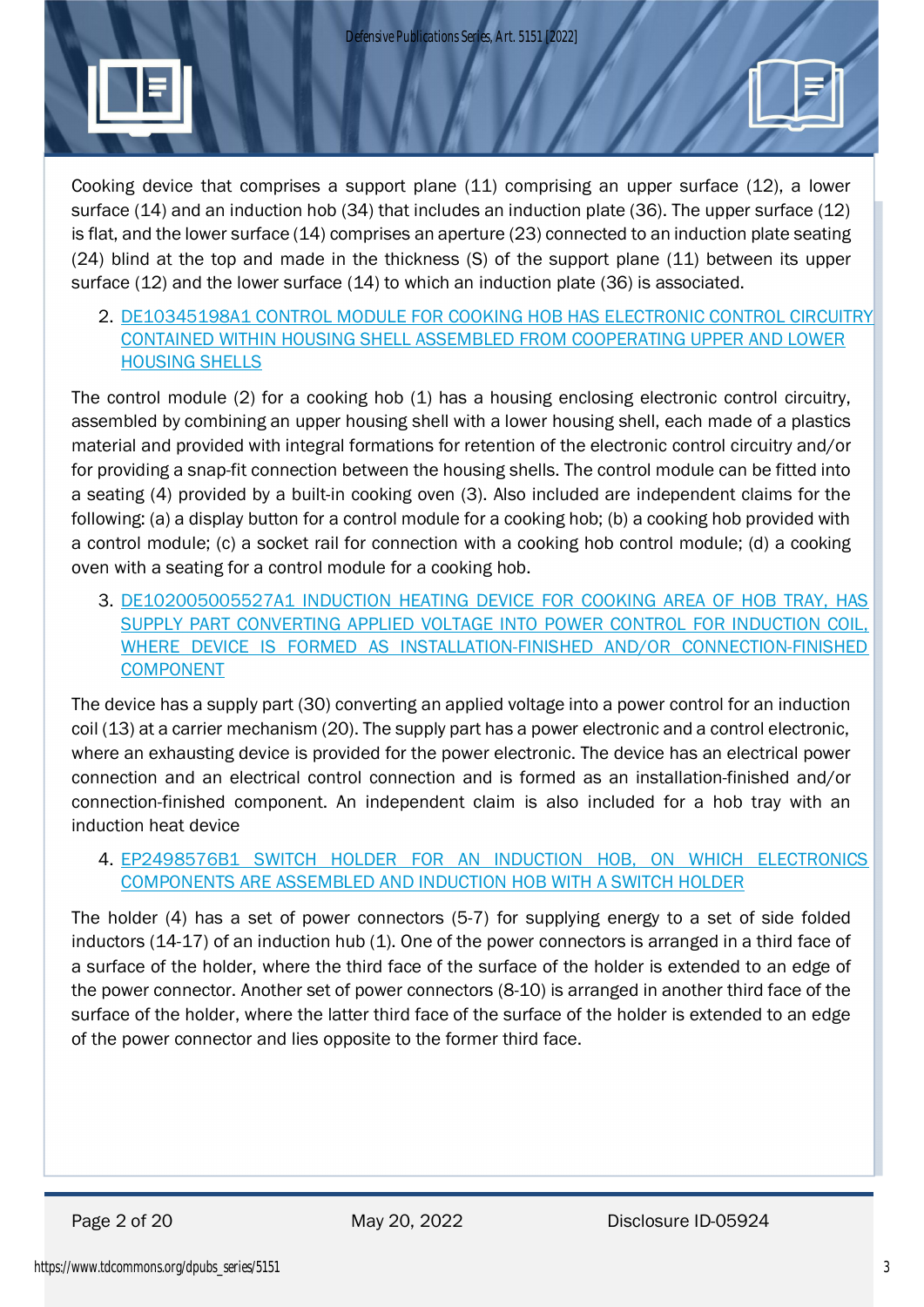Cooking device that comprises a support plane (11) comprising an upper surface (12), a lower surface (14) and an induction hob (34) that includes an induction plate (36). The upper surface (12) is flat, and the lower surface (14) comprises an aperture (23) connected to an induction plate seating (24) blind at the top and made in the thickness (S) of the support plane (11) between its upper surface (12) and the lower surface (14) to which an induction plate (36) is associated.

2. DE10345198A1 CONTROL MODULE FOR COOKING HOB HAS ELECTRONIC CONTROL CIRCUITRY CONTAINED WITHIN HOUSING SHELL ASSEMBLED FROM COOPERATING UPPER AND LOWER HOUSING SHELLS

The control module (2) for a cooking hob (1) has a housing enclosing electronic control circuitry, assembled by combining an upper housing shell with a lower housing shell, each made of a plastics material and provided with integral formations for retention of the electronic control circuitry and/or for providing a snap-fit connection between the housing shells. The control module can be fitted into a seating (4) provided by a built-in cooking oven (3). Also included are independent claims for the following: (a) a display button for a control module for a cooking hob; (b) a cooking hob provided with a control module; (c) a socket rail for connection with a cooking hob control module; (d) a cooking oven with a seating for a control module for a cooking hob.

3. DE102005005527A1 INDUCTION HEATING DEVICE FOR COOKING AREA OF HOB TRAY, HAS SUPPLY PART CONVERTING APPLIED VOLTAGE INTO POWER CONTROL FOR INDUCTION COIL, WHERE DEVICE IS FORMED AS INSTALLATION-FINISHED AND/OR CONNECTION-FINISHED COMPONENT

The device has a supply part (30) converting an applied voltage into a power control for an induction coil (13) at a carrier mechanism (20). The supply part has a power electronic and a control electronic, where an exhausting device is provided for the power electronic. The device has an electrical power connection and an electrical control connection and is formed as an installation-finished and/or connection-finished component. An independent claim is also included for a hob tray with an induction heat device

4. EP2498576B1 SWITCH HOLDER FOR AN INDUCTION HOB, ON WHICH ELECTRONICS COMPONENTS ARE ASSEMBLED AND INDUCTION HOB WITH A SWITCH HOLDER

The holder (4) has a set of power connectors (5-7) for supplying energy to a set of side folded inductors (14-17) of an induction hub (1). One of the power connectors is arranged in a third face of a surface of the holder, where the third face of the surface of the holder is extended to an edge of the power connector. Another set of power connectors (8-10) is arranged in another third face of the surface of the holder, where the latter third face of the surface of the holder is extended to an edge of the power connector and lies opposite to the former third face.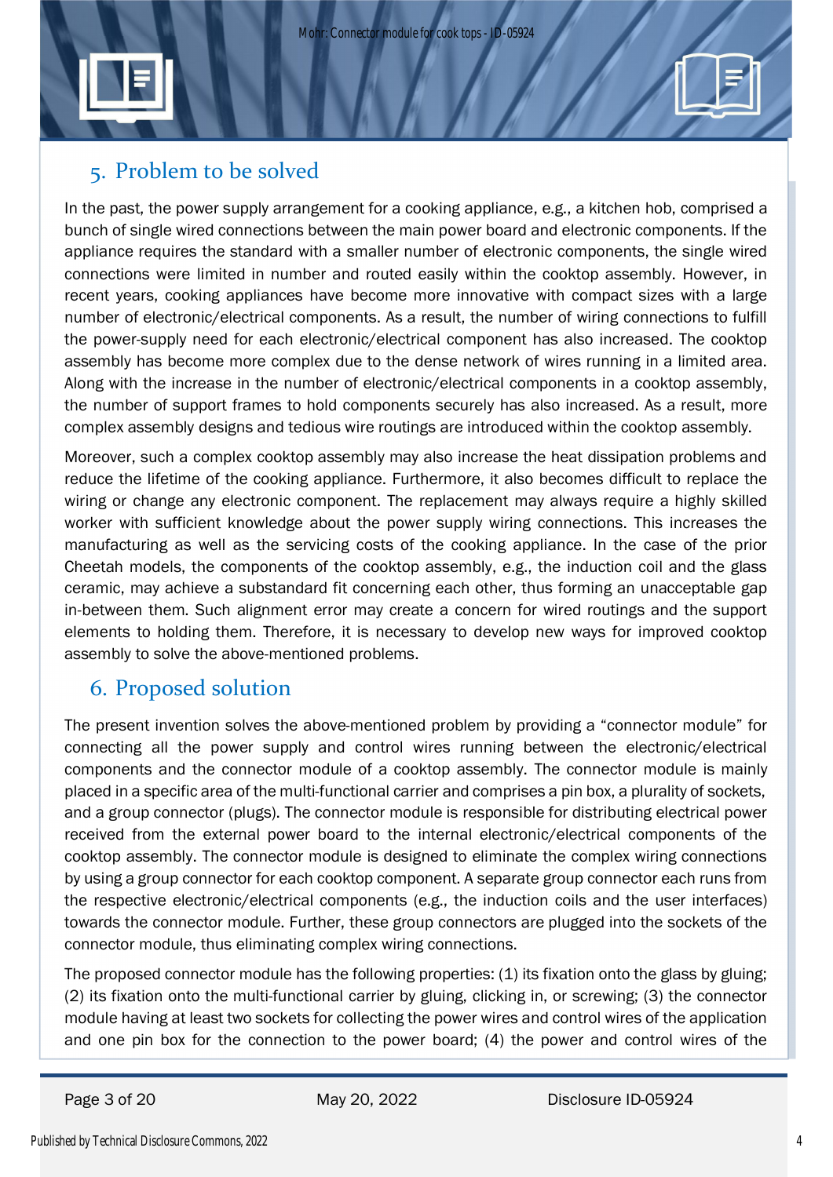## 5. Problem to be solved

In the past, the power supply arrangement for a cooking appliance, e.g., a kitchen hob, comprised a bunch of single wired connections between the main power board and electronic components. If the appliance requires the standard with a smaller number of electronic components, the single wired connections were limited in number and routed easily within the cooktop assembly. However, in recent years, cooking appliances have become more innovative with compact sizes with a large number of electronic/electrical components. As a result, the number of wiring connections to fulfill the power-supply need for each electronic/electrical component has also increased. The cooktop assembly has become more complex due to the dense network of wires running in a limited area. Along with the increase in the number of electronic/electrical components in a cooktop assembly, the number of support frames to hold components securely has also increased. As a result, more complex assembly designs and tedious wire routings are introduced within the cooktop assembly.

Moreover, such a complex cooktop assembly may also increase the heat dissipation problems and reduce the lifetime of the cooking appliance. Furthermore, it also becomes difficult to replace the wiring or change any electronic component. The replacement may always require a highly skilled worker with sufficient knowledge about the power supply wiring connections. This increases the manufacturing as well as the servicing costs of the cooking appliance. In the case of the prior Cheetah models, the components of the cooktop assembly, e.g., the induction coil and the glass ceramic, may achieve a substandard fit concerning each other, thus forming an unacceptable gap in-between them. Such alignment error may create a concern for wired routings and the support elements to holding them. Therefore, it is necessary to develop new ways for improved cooktop assembly to solve the above-mentioned problems.

## 6. Proposed solution

The present invention solves the above-mentioned problem by providing a “connector module” for connecting all the power supply and control wires running between the electronic/electrical components and the connector module of a cooktop assembly. The connector module is mainly placed in a specific area of the multi-functional carrier and comprises a pin box, a plurality of sockets, and a group connector (plugs). The connector module is responsible for distributing electrical power received from the external power board to the internal electronic/electrical components of the cooktop assembly. The connector module is designed to eliminate the complex wiring connections by using a group connector for each cooktop component. A separate group connector each runs from the respective electronic/electrical components (e.g., the induction coils and the user interfaces) towards the connector module. Further, these group connectors are plugged into the sockets of the connector module, thus eliminating complex wiring connections.

The proposed connector module has the following properties: (1) its fixation onto the glass by gluing; (2) its fixation onto the multi-functional carrier by gluing, clicking in, or screwing; (3) the connector module having at least two sockets for collecting the power wires and control wires of the application and one pin box for the connection to the power board; (4) the power and control wires of the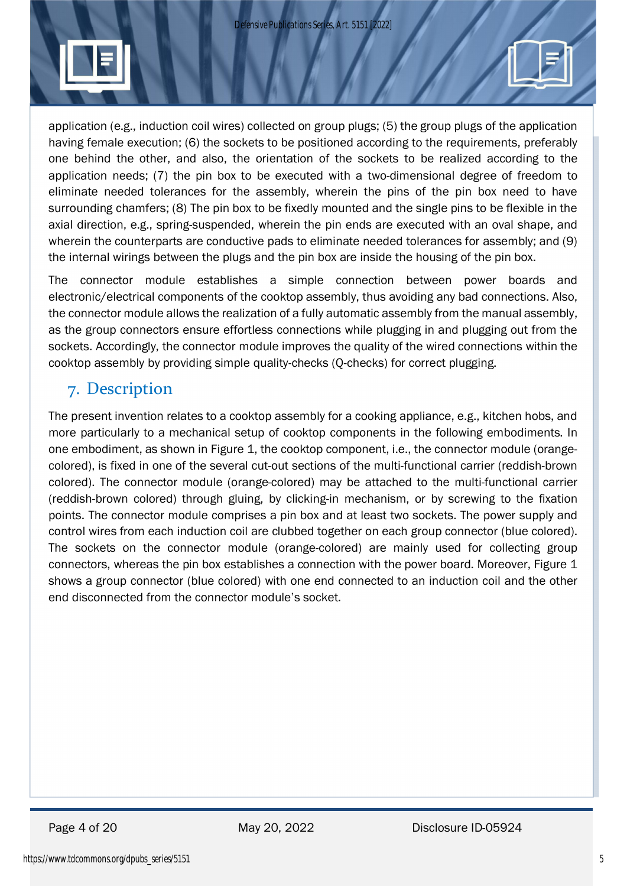application (e.g., induction coil wires) collected on group plugs; (5) the group plugs of the application having female execution; (6) the sockets to be positioned according to the requirements, preferably one behind the other, and also, the orientation of the sockets to be realized according to the application needs; (7) the pin box to be executed with a two-dimensional degree of freedom to eliminate needed tolerances for the assembly, wherein the pins of the pin box need to have surrounding chamfers; (8) The pin box to be fixedly mounted and the single pins to be flexible in the axial direction, e.g., spring-suspended, wherein the pin ends are executed with an oval shape, and wherein the counterparts are conductive pads to eliminate needed tolerances for assembly; and (9) the internal wirings between the plugs and the pin box are inside the housing of the pin box.

The connector module establishes a simple connection between power boards and electronic/electrical components of the cooktop assembly, thus avoiding any bad connections. Also, the connector module allows the realization of a fully automatic assembly from the manual assembly, as the group connectors ensure effortless connections while plugging in and plugging out from the sockets. Accordingly, the connector module improves the quality of the wired connections within the cooktop assembly by providing simple quality-checks (Q-checks) for correct plugging.

## 7. Description

The present invention relates to a cooktop assembly for a cooking appliance, e.g., kitchen hobs, and more particularly to a mechanical setup of cooktop components in the following embodiments. In one embodiment, as shown in Figure 1, the cooktop component, i.e., the connector module (orange-colored), is fixed in one of the several cut-out sections of the multi-functional carrier (reddish-brown colored). The connector module (orange-colored) may be attached to the multi-functional carrier (reddish-brown colored) through gluing, by clicking-in mechanism, or by screwing to the fixation points. The connector module comprises a pin box and at least two sockets. The power supply and control wires from each induction coil are clubbed together on each group connector (blue colored). The sockets on the connector module (orange-colored) are mainly used for collecting group connectors, whereas the pin box establishes a connection with the power board. Moreover, Figure 1 shows a group connector (blue colored) with one end connected to an induction coil and the other end disconnected from the connector module's socket.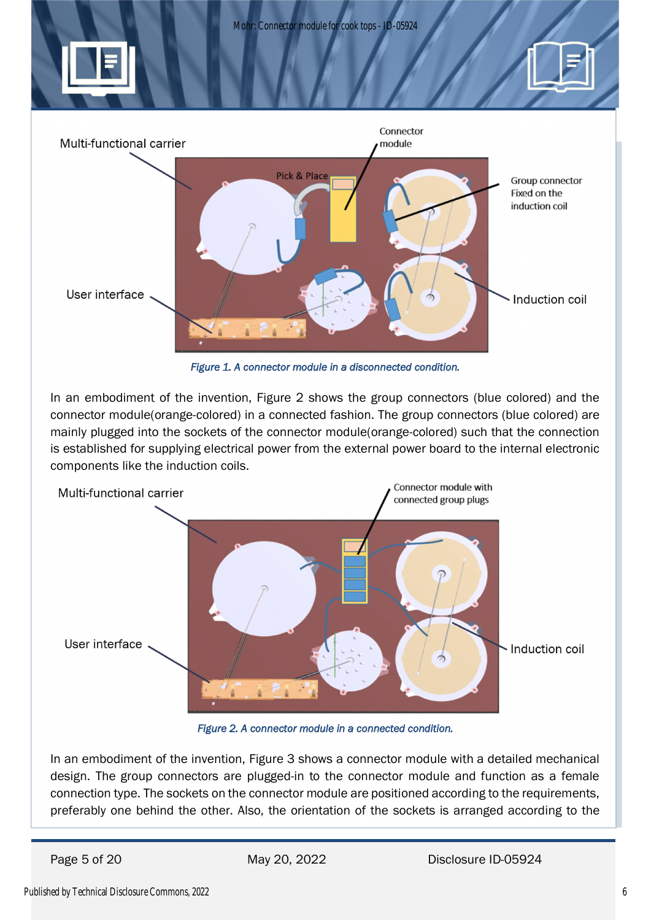*Figure 1. A connector module in a disconnected condition.*

In an embodiment of the invention, Figure 2 shows the group connectors (blue colored) and the connector module(orange-colored) in a connected fashion. The group connectors (blue colored) are mainly plugged into the sockets of the connector module(orange-colored) such that the connection is established for supplying electrical power from the external power board to the internal electronic components like the induction coils.

*Figure 2. A connector module in a connected condition.*

In an embodiment of the invention, Figure 3 shows a connector module with a detailed mechanical design. The group connectors are plugged-in to the connector module and function as a female connection type. The sockets on the connector module are positioned according to the requirements, preferably one behind the other. Also, the orientation of the sockets is arranged according to the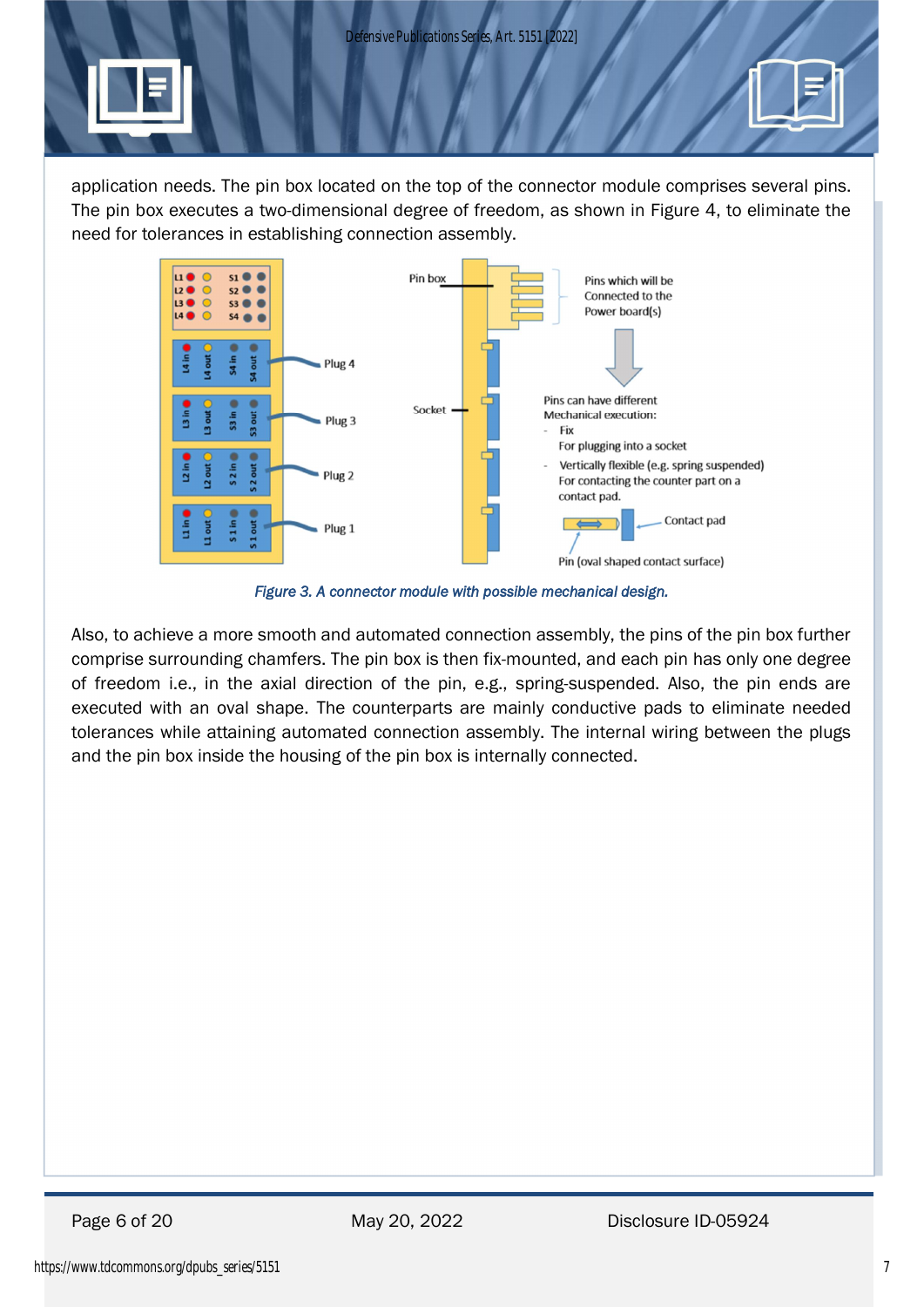application needs. The pin box located on the top of the connector module comprises several pins. The pin box executes a two-dimensional degree of freedom, as shown in Figure 4, to eliminate the need for tolerances in establishing connection assembly.

*Figure 3. A connector module with possible mechanical design.*

Also, to achieve a more smooth and automated connection assembly, the pins of the pin box further comprise surrounding chamfers. The pin box is then fix-mounted, and each pin has only one degree of freedom i.e., in the axial direction of the pin, e.g., spring-suspended. Also, the pin ends are executed with an oval shape. The counterparts are mainly conductive pads to eliminate needed tolerances while attaining automated connection assembly. The internal wiring between the plugs and the pin box inside the housing of the pin box is internally connected.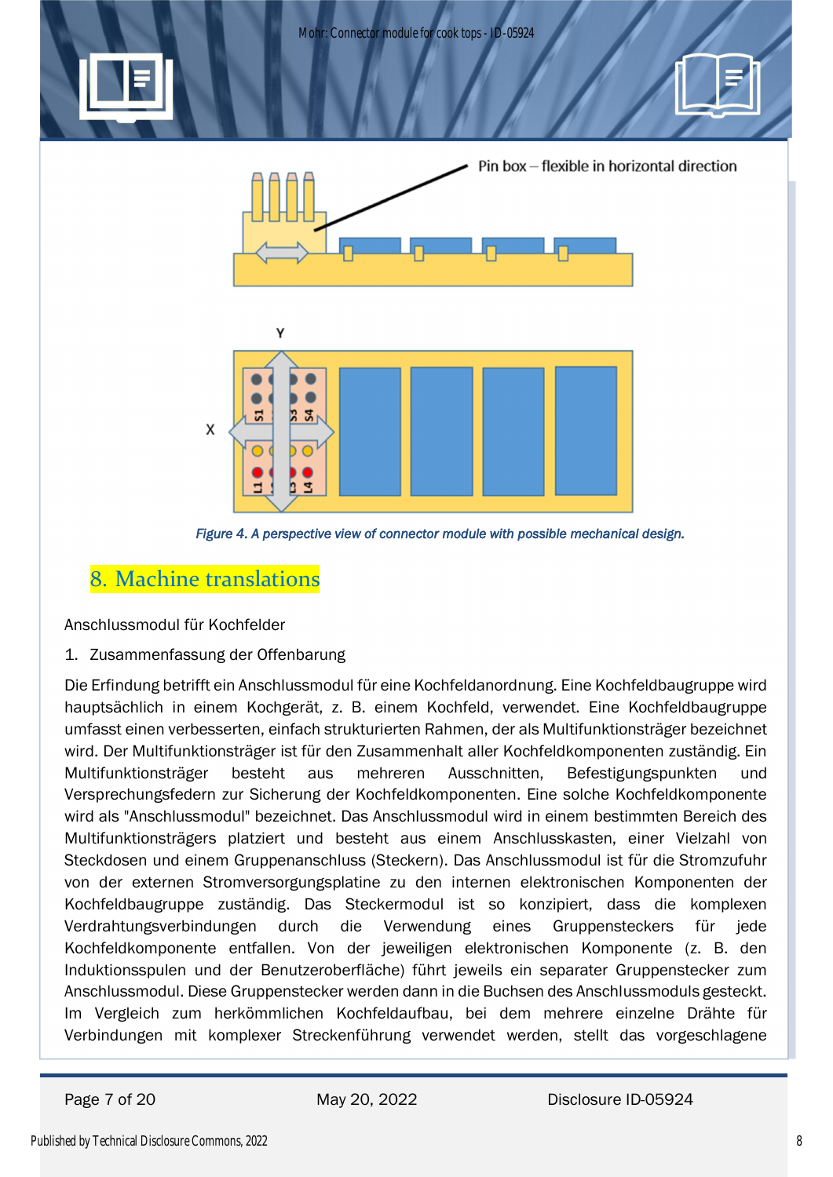Pin box – flexible in horizontal direction

Y

X

*Figure 4. A perspective view of connector module with possible mechanical design.*

## 8. Machine translations

Anschlussmodul für Kochfelder

1. Zusammenfassung der Offenbarung

Die Erfindung betrifft ein Anschlussmodul für eine Kochfeldanordnung. Eine Kochfeldbaugruppe wird hauptsächlich in einem Kochgerät, z. B. einem Kochfeld, verwendet. Eine Kochfeldbaugruppe umfasst einen verbesserten, einfach strukturierten Rahmen, der als Multifunktionsträger bezeichnet wird. Der Multifunktionsträger ist für den Zusammenhalt aller Kochfeldkomponenten zuständig. Ein Multifunktionsträger besteht aus mehreren Ausschnitten, Befestigungspunkten und Versprechungsfedern zur Sicherung der Kochfeldkomponenten. Eine solche Kochfeldkomponente wird als "Anschlussmodul" bezeichnet. Das Anschlussmodul wird in einem bestimmten Bereich des Multifunktionsträgers platziert und besteht aus einem Anschlusskasten, einer Vielzahl von Steckdosen und einem Gruppenanschluss (Steckern). Das Anschlussmodul ist für die Stromzufuhr von der externen Stromversorgungsplatine zu den internen elektronischen Komponenten der Kochfeldbaugruppe zuständig. Das Steckermodul ist so konzipiert, dass die komplexen Verdrahtungsverbindungen durch die Verwendung eines Gruppensteckers für jede Kochfeldkomponente entfallen. Von der jeweiligen elektronischen Komponente (z. B. den Induktionsspulen und der Benutzeroberfläche) führt jeweils ein separater Gruppenstecker zum Anschlussmodul. Diese Gruppenstecker werden dann in die Buchsen des Anschlussmoduls gesteckt. Im Vergleich zum herkömmlichen Kochfeldaufbau, bei dem mehrere einzelne Drähte für Verbindungen mit komplexer Streckenführung verwendet werden, stellt das vorgeschlagene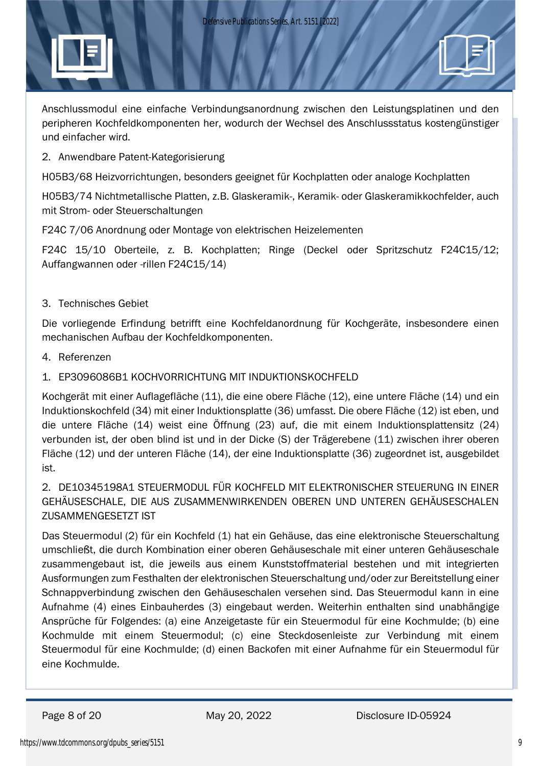Anschlussmodul eine einfache Verbindungsanordnung zwischen den Leistungsplatinen und den peripheren Kochfeldkomponenten her, wodurch der Wechsel des Anschlussstatus kostengünstiger und einfacher wird.

2. Anwendbare Patent-Kategorisierung

H05B3/68 Heizvorrichtungen, besonders geeignet für Kochplatten oder analoge Kochplatten

H05B3/74 Nichtmetallische Platten, z.B. Glaskeramik-, Keramik- oder Glaskeramikkochfelder, auch mit Strom- oder Steuerschaltungen

F24C 7/06 Anordnung oder Montage von elektrischen Heizelementen

F24C 15/10 Oberteile, z. B. Kochplatten; Ringe (Deckel oder Spritzschutz F24C15/12; Auffangwannen oder -rillen F24C15/14)

3. Technisches Gebiet

Die vorliegende Erfindung betrifft eine Kochfeldanordnung für Kochgeräte, insbesondere einen mechanischen Aufbau der Kochfeldkomponenten.

4. Referenzen

1. EP3096086B1 KOCHVORRICHTUNG MIT INDUKTIONSKOCHFELD

Kochgerät mit einer Auflagefläche (11), die eine obere Fläche (12), eine untere Fläche (14) und ein Induktionskochfeld (34) mit einer Induktionsplatte (36) umfasst. Die obere Fläche (12) ist eben, und die untere Fläche (14) weist eine Öffnung (23) auf, die mit einem Induktionsplattensitz (24) verbunden ist, der oben blind ist und in der Dicke (S) der Trägerebene (11) zwischen ihrer oberen Fläche (12) und der unteren Fläche (14), der eine Induktionsplatte (36) zugeordnet ist, ausgebildet ist.

2. DE10345198A1 STEUERMODUL FÜR KOCHFELD MIT ELEKTRONISCHER STEUERUNG IN EINER GEHÄUSESCHALE, DIE AUS ZUSAMMENWIRKENDEN OBEREN UND UNTEREN GEHÄUSESCHALEN ZUSAMMENGESETZT IST

Das Steuermodul (2) für ein Kochfeld (1) hat ein Gehäuse, das eine elektronische Steuerschaltung umschließt, die durch Kombination einer oberen Gehäuseschale mit einer unteren Gehäuseschale zusammengebaut ist, die jeweils aus einem Kunststoffmaterial bestehen und mit integrierten Ausformungen zum Festhalten der elektronischen Steuerschaltung und/oder zur Bereitstellung einer Schnappverbindung zwischen den Gehäuseschalen versehen sind. Das Steuermodul kann in eine Aufnahme (4) eines Einbauherdes (3) eingebaut werden. Weiterhin enthalten sind unabhängige Ansprüche für Folgendes: (a) eine Anzeigetaste für ein Steuermodul für eine Kochmulde; (b) eine Kochmulde mit einem Steuermodul; (c) eine Steckdosenleiste zur Verbindung mit einem Steuermodul für eine Kochmulde; (d) einen Backofen mit einer Aufnahme für ein Steuermodul für eine Kochmulde.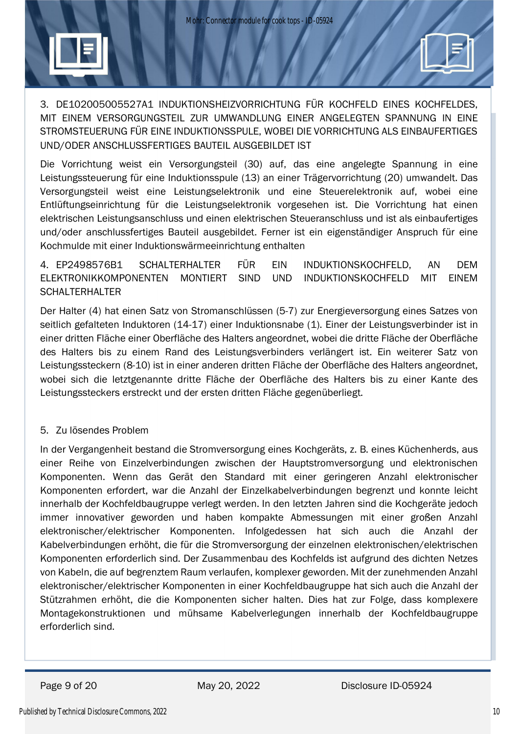3. DE102005005527A1 INDUKTIONSHEIZVORRICHTUNG FÜR KOCHFELD EINES KOCHFELDES, MIT EINEM VERSORGUNGSTEIL ZUR UMWANDLUNG EINER ANGELEGTEN SPANNUNG IN EINE STROMSTEUERUNG FÜR EINE INDUKTIONSSPULE, WOBEI DIE VORRICHTUNG ALS EINBAUFERTIGES UND/ODER ANSCHLUSSFERTIGES BAUTEIL AUSGEBILDET IST

Die Vorrichtung weist ein Versorgungsteil (30) auf, das eine angelegte Spannung in eine Leistungssteuerung für eine Induktionsspule (13) an einer Trägervorrichtung (20) umwandelt. Das Versorgungsteil weist eine Leistungselektronik und eine Steuerelektronik auf, wobei eine Entlüftungseinrichtung für die Leistungselektronik vorgesehen ist. Die Vorrichtung hat einen elektrischen Leistungsanschluss und einen elektrischen Steueranschluss und ist als einbaufertiges und/oder anschlussfertiges Bauteil ausgebildet. Ferner ist ein eigenständiger Anspruch für eine Kochmulde mit einer Induktionswärmeeinrichtung enthalten

4. EP2498576B1 SCHALTERHALTER FÜR EIN INDUKTIONSKOCHFELD, AN DEM ELEKTRONIKKOMPONENTEN MONTIERT SIND UND INDUKTIONSKOCHFELD MIT EINEM SCHALTERHALTER

Der Halter (4) hat einen Satz von Stromanschlüssen (5-7) zur Energieversorgung eines Satzes von seitlich gefalteten Induktoren (14-17) einer Induktionsnabe (1). Einer der Leistungsverbinder ist in einer dritten Fläche einer Oberfläche des Halters angeordnet, wobei die dritte Fläche der Oberfläche des Halters bis zu einem Rand des Leistungsverbinders verlängert ist. Ein weiterer Satz von Leistungssteckern (8-10) ist in einer anderen dritten Fläche der Oberfläche des Halters angeordnet, wobei sich die letztgenannte dritte Fläche der Oberfläche des Halters bis zu einer Kante des Leistungssteckers erstreckt und der ersten dritten Fläche gegenüberliegt.

## 5. Zu lösendes Problem

In der Vergangenheit bestand die Stromversorgung eines Kochgeräts, z. B. eines Küchenherds, aus einer Reihe von Einzelverbindungen zwischen der Hauptstromversorgung und elektronischen Komponenten. Wenn das Gerät den Standard mit einer geringeren Anzahl elektronischer Komponenten erfordert, war die Anzahl der Einzelkabelverbindungen begrenzt und konnte leicht innerhalb der Kochfeldbaugruppe verlegt werden. In den letzten Jahren sind die Kochgeräte jedoch immer innovativer geworden und haben kompakte Abmessungen mit einer großen Anzahl elektronischer/elektrischer Komponenten. Infolgedessen hat sich auch die Anzahl der Kabelverbindungen erhöht, die für die Stromversorgung der einzelnen elektronischen/elektrischen Komponenten erforderlich sind. Der Zusammenbau des Kochfelds ist aufgrund des dichten Netzes von Kabeln, die auf begrenztem Raum verlaufen, komplexer geworden. Mit der zunehmenden Anzahl elektronischer/elektrischer Komponenten in einer Kochfeldbaugruppe hat sich auch die Anzahl der Stützrahmen erhöht, die die Komponenten sicher halten. Dies hat zur Folge, dass komplexere Montagekonstruktionen und mühsame Kabelverlegungen innerhalb der Kochfeldbaugruppe erforderlich sind.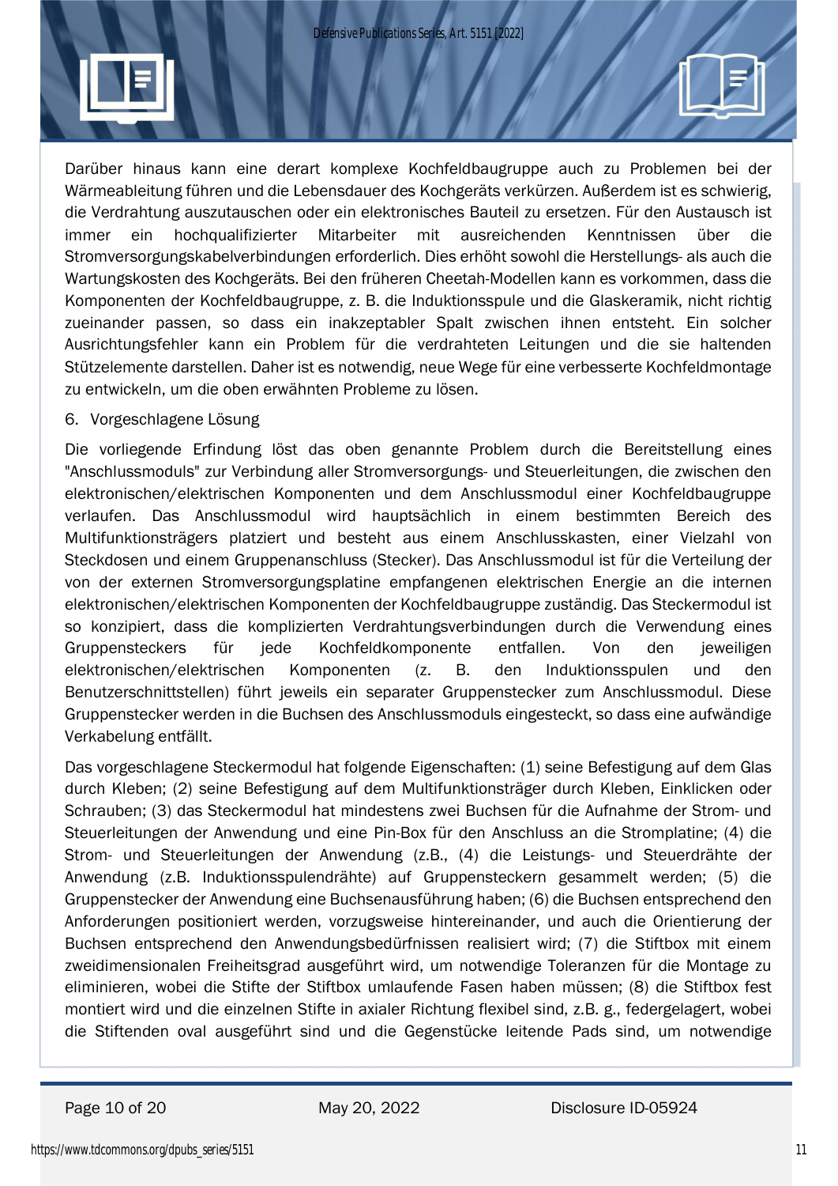Darüber hinaus kann eine derart komplexe Kochfeldbaugruppe auch zu Problemen bei der Wärmeableitung führen und die Lebensdauer des Kochgeräts verkürzen. Außerdem ist es schwierig, die Verdrahtung auszutauschen oder ein elektronisches Bauteil zu ersetzen. Für den Austausch ist immer ein hochqualifizierter Mitarbeiter mit ausreichenden Kenntnissen über die Stromversorgungskabelverbindungen erforderlich. Dies erhöht sowohl die Herstellungs- als auch die Wartungskosten des Kochgeräts. Bei den früheren Cheetah-Modellen kann es vorkommen, dass die Komponenten der Kochfeldbaugruppe, z. B. die Induktionsspule und die Glaskeramik, nicht richtig zueinander passen, so dass ein inakzeptabler Spalt zwischen ihnen entsteht. Ein solcher Ausrichtungsfehler kann ein Problem für die verdrahteten Leitungen und die sie haltenden Stützelemente darstellen. Daher ist es notwendig, neue Wege für eine verbesserte Kochfeldmontage zu entwickeln, um die oben erwähnten Probleme zu lösen.

6. Vorgeschlagene Lösung

Die vorliegende Erfindung löst das oben genannte Problem durch die Bereitstellung eines "Anschlussmoduls" zur Verbindung aller Stromversorgungs- und Steuerleitungen, die zwischen den elektronischen/elektrischen Komponenten und dem Anschlussmodul einer Kochfeldbaugruppe verlaufen. Das Anschlussmodul wird hauptsächlich in einem bestimmten Bereich des Multifunktionsträgers platziert und besteht aus einem Anschlusskasten, einer Vielzahl von Steckdosen und einem Gruppenanschluss (Stecker). Das Anschlussmodul ist für die Verteilung der von der externen Stromversorgungsplatine empfangenen elektrischen Energie an die internen elektronischen/elektrischen Komponenten der Kochfeldbaugruppe zuständig. Das Steckermodul ist so konzipiert, dass die komplizierten Verdrahtungsverbindungen durch die Verwendung eines Gruppensteckers für jede Kochfeldkomponente entfallen. Von den jeweiligen elektronischen/elektrischen Komponenten (z. B. den Induktionsspulen und den Benutzerschnittstellen) führt jeweils ein separater Gruppenstecker zum Anschlussmodul. Diese Gruppenstecker werden in die Buchsen des Anschlussmoduls eingesteckt, so dass eine aufwändige Verkabelung entfällt.

Das vorgeschlagene Steckermodul hat folgende Eigenschaften: (1) seine Befestigung auf dem Glas durch Kleben; (2) seine Befestigung auf dem Multifunktionsträger durch Kleben, Einklicken oder Schrauben; (3) das Steckermodul hat mindestens zwei Buchsen für die Aufnahme der Strom- und Steuerleitungen der Anwendung und eine Pin-Box für den Anschluss an die Stromplatine; (4) die Strom- und Steuerleitungen der Anwendung (z.B., (4) die Leistungs- und Steuerdrähte der Anwendung (z.B. Induktionsspulendrähte) auf Gruppensteckern gesammelt werden; (5) die Gruppenstecker der Anwendung eine Buchsenausführung haben; (6) die Buchsen entsprechend den Anforderungen positioniert werden, vorzugsweise hintereinander, und auch die Orientierung der Buchsen entsprechend den Anwendungsbedürfnissen realisiert wird; (7) die Stiftbox mit einem zweidimensionalen Freiheitsgrad ausgeführt wird, um notwendige Toleranzen für die Montage zu eliminieren, wobei die Stifte der Stiftbox umlaufende Fasen haben müssen; (8) die Stiftbox fest montiert wird und die einzelnen Stifte in axialer Richtung flexibel sind, z.B. g., federgelagert, wobei die Stiftenden oval ausgeführt sind und die Gegenstücke leitende Pads sind, um notwendige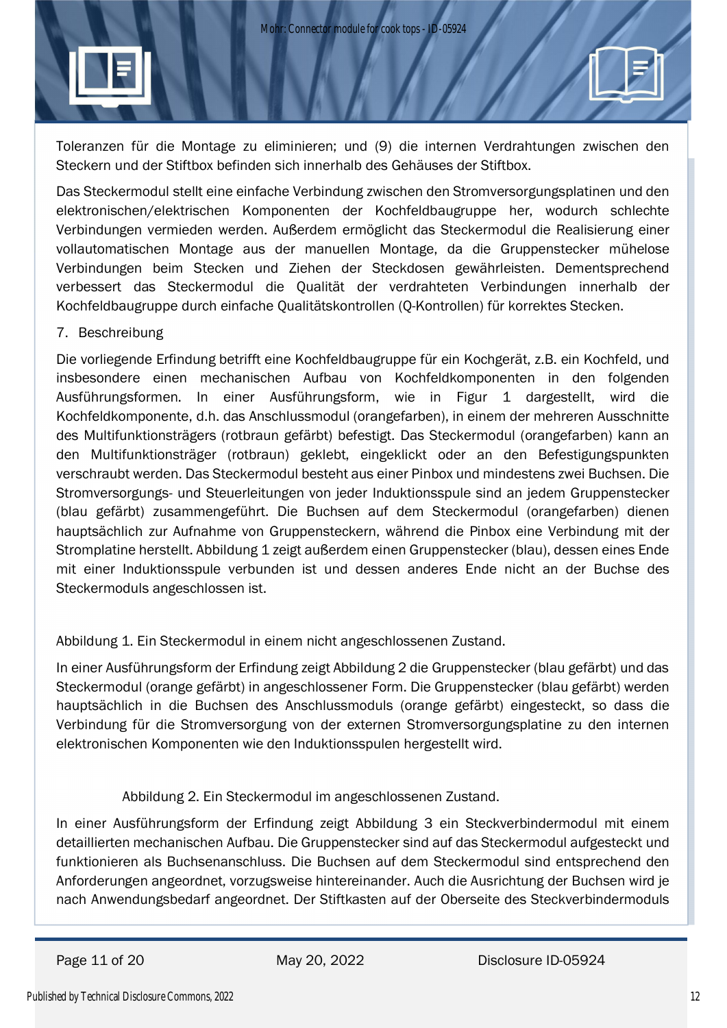Toleranzen für die Montage zu eliminieren; und (9) die internen Verdrahtungen zwischen den Steckern und der Stiftbox befinden sich innerhalb des Gehäuses der Stiftbox.

Das Steckermodul stellt eine einfache Verbindung zwischen den Stromversorgungsplatinen und den elektronischen/elektrischen Komponenten der Kochfeldbaugruppe her, wodurch schlechte Verbindungen vermieden werden. Außerdem ermöglicht das Steckermodul die Realisierung einer vollautomatischen Montage aus der manuellen Montage, da die Gruppenstecker mühelose Verbindungen beim Stecken und Ziehen der Steckdosen gewährleisten. Dementsprechend verbessert das Steckermodul die Qualität der verdrahteten Verbindungen innerhalb der Kochfeldbaugruppe durch einfache Qualitätskontrollen (Q-Kontrollen) für korrektes Stecken.

## 7. Beschreibung

Die vorliegende Erfindung betrifft eine Kochfeldbaugruppe für ein Kochgerät, z.B. ein Kochfeld, und insbesondere einen mechanischen Aufbau von Kochfeldkomponenten in den folgenden Ausführungsformen. In einer Ausführungsform, wie in Figur 1 dargestellt, wird die Kochfeldkomponente, d.h. das Anschlussmodul (orangefarben), in einem der mehreren Ausschnitte des Multifunktionsträgers (rotbraun gefärbt) befestigt. Das Steckermodul (orangefarben) kann an den Multifunktionsträger (rotbraun) geklebt, eingeklickt oder an den Befestigungspunkten verschraubt werden. Das Steckermodul besteht aus einer Pinbox und mindestens zwei Buchsen. Die Stromversorgungs- und Steuerleitungen von jeder Induktionsspule sind an jedem Gruppenstecker (blau gefärbt) zusammengeführt. Die Buchsen auf dem Steckermodul (orangefarben) dienen hauptsächlich zur Aufnahme von Gruppensteckern, während die Pinbox eine Verbindung mit der Stromplatine herstellt. Abbildung 1 zeigt außerdem einen Gruppenstecker (blau), dessen eines Ende mit einer Induktionsspule verbunden ist und dessen anderes Ende nicht an der Buchse des Steckermoduls angeschlossen ist.

Abbildung 1. Ein Steckermodul in einem nicht angeschlossenen Zustand.

In einer Ausführungsform der Erfindung zeigt Abbildung 2 die Gruppenstecker (blau gefärbt) und das Steckermodul (orange gefärbt) in angeschlossener Form. Die Gruppenstecker (blau gefärbt) werden hauptsächlich in die Buchsen des Anschlussmoduls (orange gefärbt) eingesteckt, so dass die Verbindung für die Stromversorgung von der externen Stromversorgungsplatine zu den internen elektronischen Komponenten wie den Induktionsspulen hergestellt wird.

Abbildung 2. Ein Steckermodul im angeschlossenen Zustand.

In einer Ausführungsform der Erfindung zeigt Abbildung 3 ein Steckverbindermodul mit einem detaillierten mechanischen Aufbau. Die Gruppenstecker sind auf das Steckermodul aufgesteckt und funktionieren als Buchsenanschluss. Die Buchsen auf dem Steckermodul sind entsprechend den Anforderungen angeordnet, vorzugsweise hintereinander. Auch die Ausrichtung der Buchsen wird je nach Anwendungsbedarf angeordnet. Der Stiftkasten auf der Oberseite des Steckverbindermoduls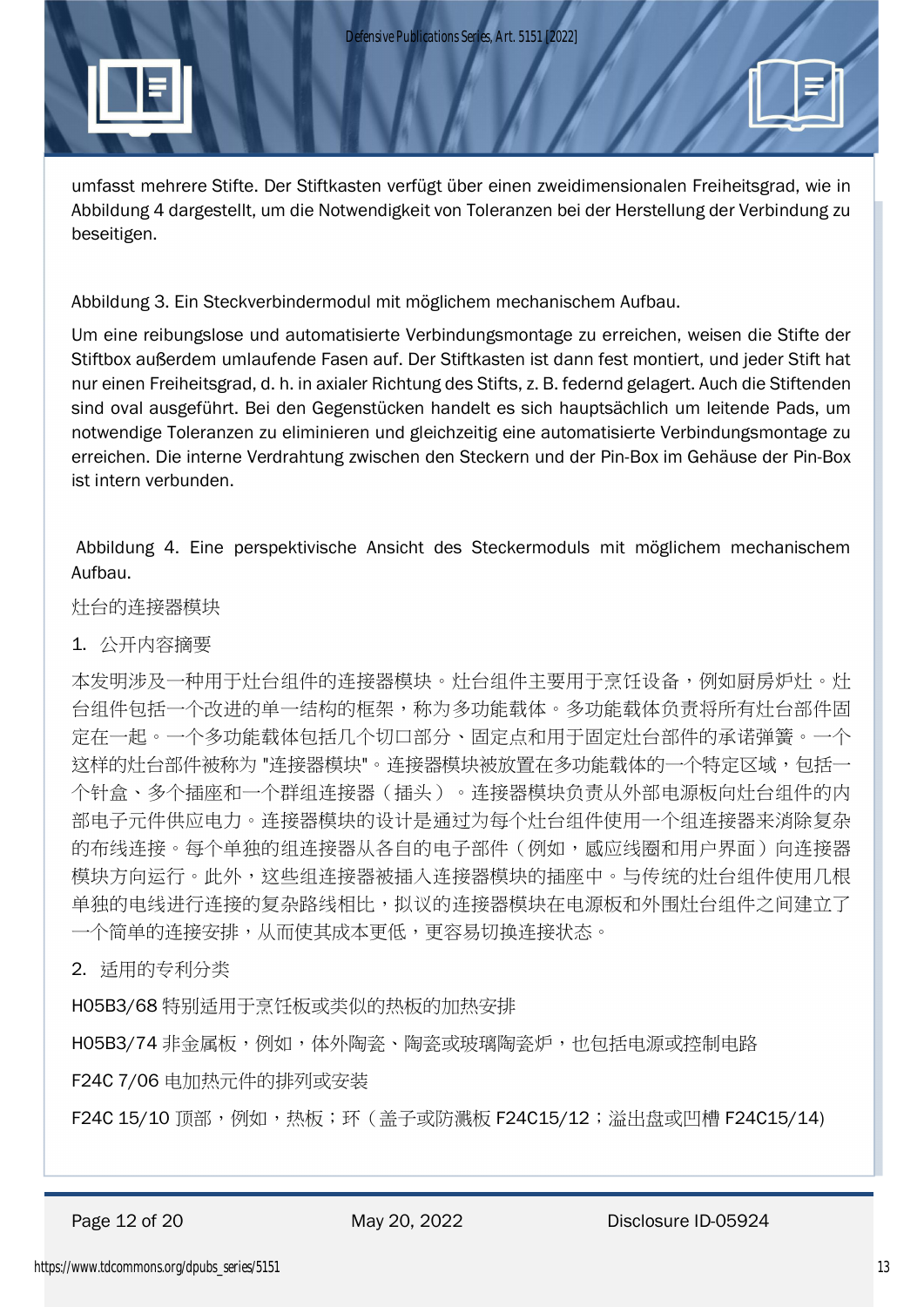umfasst mehrere Stifte. Der Stiftkasten verfügt über einen zweidimensionalen Freiheitsgrad, wie in Abbildung 4 dargestellt, um die Notwendigkeit von Toleranzen bei der Herstellung der Verbindung zu beseitigen.

Abbildung 3. Ein Steckverbindermodul mit möglichem mechanischem Aufbau.

Um eine reibungslose und automatisierte Verbindungsmontage zu erreichen, weisen die Stifte der Stiftbox außerdem umlaufende Fasen auf. Der Stiftkasten ist dann fest montiert, und jeder Stift hat nur einen Freiheitsgrad, d. h. in axialer Richtung des Stifts, z. B. federnd gelagert. Auch die Stiftenden sind oval ausgeführt. Bei den Gegenstücken handelt es sich hauptsächlich um leitende Pads, um notwendige Toleranzen zu eliminieren und gleichzeitig eine automatisierte Verbindungsmontage zu erreichen. Die interne Verdrahtung zwischen den Steckern und der Pin-Box im Gehäuse der Pin-Box ist intern verbunden.

Abbildung 4. Eine perspektivische Ansicht des Steckermoduls mit möglichem mechanischem Aufbau.

灶台的连接器模块

1. 公开内容摘要

本发明涉及一种用于灶台组件的连接器模块。灶台组件主要用于烹饪设备，例如厨房炉灶。灶台组件包括一个改进的单一结构的框架，称为多功能载体。多功能载体负责将所有灶台部件固定在一起。一个多功能载体包括几个切口部分、固定点和用于固定灶台部件的承诺弹簧。一个这样的灶台部件被称为 "连接器模块"。连接器模块被放置在多功能载体的一个特定区域，包括一个针盒、多个插座和一个群组连接器（插头）。连接器模块负责从外部电源板向灶台组件的内部电子元件供应电力。连接器模块的设计是通过为每个灶台组件使用一个组连接器来消除复杂的布线连接。每个单独的组连接器从各自的电子部件（例如，感应线圈和用户界面）向连接器模块方向运行。此外，这些组连接器被插入连接器模块的插座中。与传统的灶台组件使用几根单独的电线进行连接的复杂路线相比，拟议的连接器模块在电源板和外围灶台组件之间建立了一个简单的连接安排，从而使其成本更低，更容易切换连接状态。

2. 适用的专利分类

H05B3/68 特别适用于烹饪板或类似的热板的加热安排

H05B3/74 非金属板，例如，体外陶瓷、陶瓷或玻璃陶瓷炉，也包括电源或控制电路

F24C 7/06 电加热元件的排列或安装

F24C 15/10 顶部，例如，热板；环（盖子或防溅板 F24C15/12；溢出盘或凹槽 F24C15/14)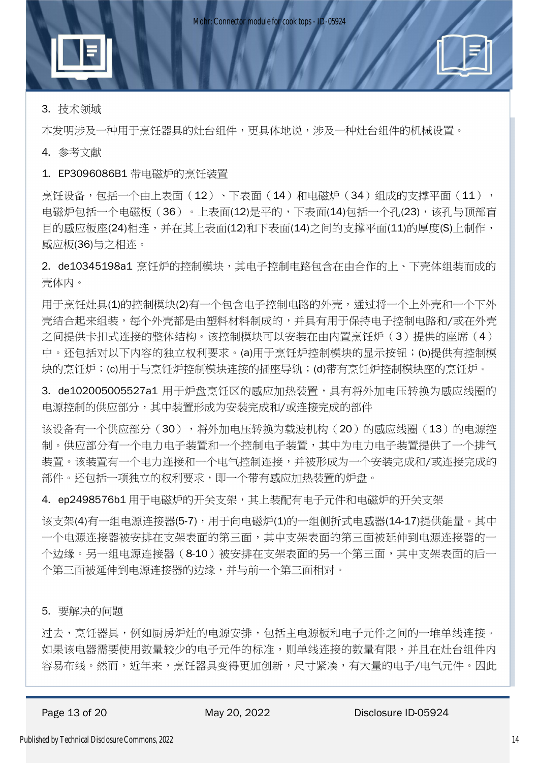3. 技术领域

本发明涉及一种用于烹饪器具的灶台组件，更具体地说，涉及一种灶台组件的机械设置。

4. 参考文献

1. EP3096086B1 带电磁炉的烹饪装置

烹饪设备，包括一个由上表面（12）、下表面（14）和电磁炉（34）组成的支撑平面（11），电磁炉包括一个电磁板（36）。上表面(12)是平的，下表面(14)包括一个孔(23)，该孔与顶部盲目的感应板座(24)相连，并在其上表面(12)和下表面(14)之间的支撑平面(11)的厚度(S)上制作，感应板(36)与之相连。

2. de10345198a1 烹饪炉的控制模块，其电子控制电路包含在由合作的上、下壳体组装而成的壳体内。

用于烹饪灶具(1)的控制模块(2)有一个包含电子控制电路的外壳，通过将一个上外壳和一个下外壳结合起来组装，每个外壳都是由塑料材料制成的，并具有用于保持电子控制电路和/或在外壳之间提供卡扣式连接的整体结构。该控制模块可以安装在由内置烹饪炉（3）提供的座席（4）中。还包括对以下内容的独立权利要求。(a)用于烹饪炉控制模块的显示按钮；(b)提供有控制模块的烹饪炉；(c)用于与烹饪炉控制模块连接的插座导轨；(d)带有烹饪炉控制模块座的烹饪炉。

3. de102005005527a1 用于炉盘烹饪区的感应加热装置，具有将外加电压转换为感应线圈的电源控制的供应部分，其中装置形成为安装完成和/或连接完成的部件

该设备有一个供应部分（30），将外加电压转换为载波机构（20）的感应线圈（13）的电源控制。供应部分有一个电力电子装置和一个控制电子装置，其中为电力电子装置提供了一个排气装置。该装置有一个电力连接和一个电气控制连接，并被形成为一个安装完成和/或连接完成的部件。还包括一项独立的权利要求，即一个带有感应加热装置的炉盘。

4. ep2498576b1 用于电磁炉的开关支架，其上装配有电子元件和电磁炉的开关支架

该支架(4)有一组电源连接器(5-7)，用于向电磁炉(1)的一组侧折式电感器(14-17)提供能量。其中一个电源连接器被安排在支架表面的第三面，其中支架表面的第三面被延伸到电源连接器的一个边缘。另一组电源连接器（8-10）被安排在支架表面的另一个第三面，其中支架表面的后一个第三面被延伸到电源连接器的边缘，并与前一个第三面相对。

5. 要解决的问题

过去，烹饪器具，例如厨房炉灶的电源安排，包括主电源板和电子元件之间的一堆单线连接。如果该电器需要使用数量较少的电子元件的标准，则单线连接的数量有限，并且在灶台组件内容易布线。然而，近年来，烹饪器具变得更加创新，尺寸紧凑，有大量的电子/电气元件。因此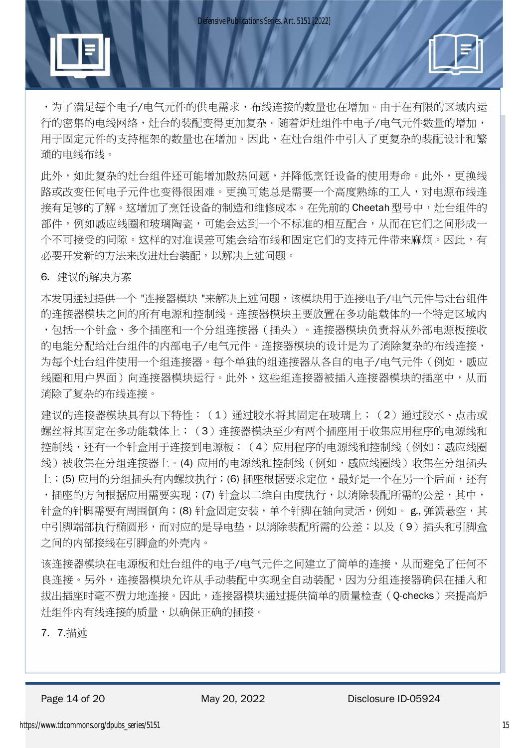，为了满足每个电子/电气元件的供电需求，布线连接的数量也在增加。由于在有限的区域内运行的密集的电线网络，灶台的装配变得更加复杂。随着炉灶组件中电子/电气元件数量的增加，用于固定元件的支持框架的数量也在增加。因此，在灶台组件中引入了更复杂的装配设计和繁琐的电线布线。

此外，如此复杂的灶台组件还可能增加散热问题，并降低烹饪设备的使用寿命。此外，更换线路或改变任何电子元件也变得很困难。更换可能总是需要一个高度熟练的工人，对电源布线连接有足够的了解。这增加了烹饪设备的制造和维修成本。在先前的 Cheetah 型号中，灶台组件的部件，例如感应线圈和玻璃陶瓷，可能会达到一个不标准的相互配合，从而在它们之间形成一个不可接受的间隙。这样的对准误差可能会给布线和固定它们的支持元件带来麻烦。因此，有必要开发新的方法来改进灶台装配，以解决上述问题。

6. 建议的解决方案

本发明通过提供一个 "连接器模块 "来解决上述问题，该模块用于连接电子/电气元件与灶台组件的连接器模块之间的所有电源和控制线。连接器模块主要放置在多功能载体的一个特定区域内，包括一个针盒、多个插座和一个分组连接器（插头）。连接器模块负责将从外部电源板接收的电能分配给灶台组件的内部电子/电气元件。连接器模块的设计是为了消除复杂的布线连接，为每个灶台组件使用一个组连接器。每个单独的组连接器从各自的电子/电气元件（例如，感应线圈和用户界面）向连接器模块运行。此外，这些组连接器被插入连接器模块的插座中，从而消除了复杂的布线连接。

建议的连接器模块具有以下特性：（1）通过胶水将其固定在玻璃上；（2）通过胶水、点击或螺丝将其固定在多功能载体上；（3）连接器模块至少有两个插座用于收集应用程序的电源线和控制线，还有一个针盒用于连接到电源板；（4）应用程序的电源线和控制线（例如：感应线圈线）被收集在分组连接器上。(4) 应用的电源线和控制线（例如，感应线圈线）收集在分组插头上；(5) 应用的分组插头有内螺纹执行；(6) 插座根据要求定位，最好是一个在另一个后面，还有，插座的方向根据应用需要实现；(7) 针盒以二维自由度执行，以消除装配所需的公差，其中，针盒的针脚需要有周围倒角；(8) 针盒固定安装，单个针脚在轴向灵活，例如。 g., 弹簧悬空，其中引脚端部执行椭圆形，而对应的是导电垫，以消除装配所需的公差；以及（9）插头和引脚盒之间的内部接线在引脚盒的外壳内。

该连接器模块在电源板和灶台组件的电子/电气元件之间建立了简单的连接，从而避免了任何不良连接。另外，连接器模块允许从手动装配中实现全自动装配，因为分组连接器确保在插入和拔出插座时毫不费力地连接。因此，连接器模块通过提供简单的质量检查（Q-checks）来提高炉灶组件内有线连接的质量，以确保正确的插接。

7. 7.描述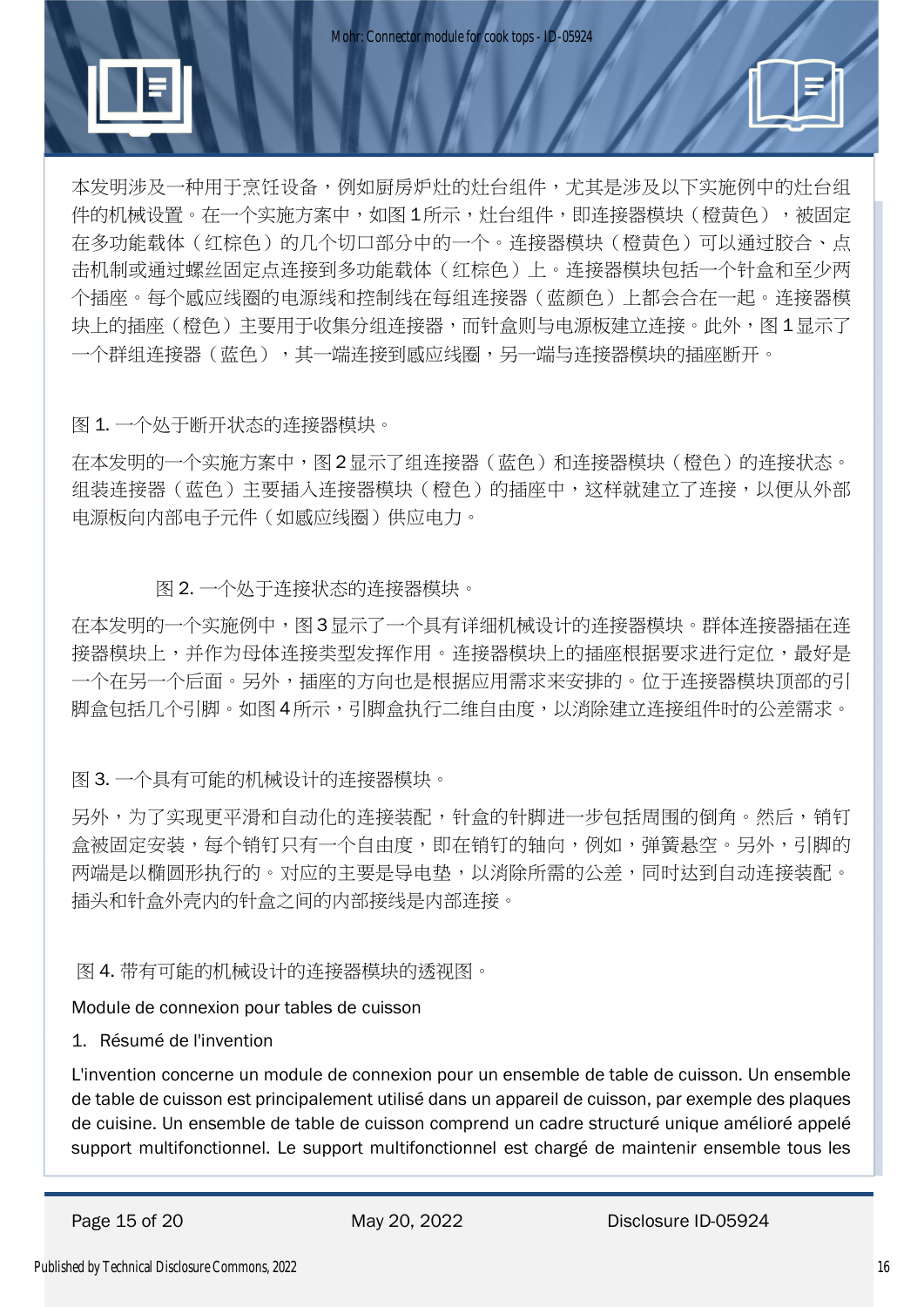本发明涉及一种用于烹饪设备，例如厨房炉灶的灶台组件，尤其是涉及以下实施例中的灶台组件的机械设置。在一个实施方案中，如图 1 所示，灶台组件，即连接器模块（橙黄色），被固定在多功能载体（红棕色）的几个切口部分中的一个。连接器模块（橙黄色）可以通过胶合、点击机制或通过螺丝固定点连接到多功能载体（红棕色）上。连接器模块包括一个针盒和至少两个插座。每个感应线圈的电源线和控制线在每组连接器（蓝颜色）上都会合在一起。连接器模块上的插座（橙色）主要用于收集分组连接器，而针盒则与电源板建立连接。此外，图 1 显示了一个群组连接器（蓝色），其一端连接到感应线圈，另一端与连接器模块的插座断开。

图 1. 一个处于断开状态的连接器模块。

在本发明的一个实施方案中，图 2 显示了组连接器（蓝色）和连接器模块（橙色）的连接状态。组装连接器（蓝色）主要插入连接器模块（橙色）的插座中，这样就建立了连接，以便从外部电源板向内部电子元件（如感应线圈）供应电力。

图 2. 一个处于连接状态的连接器模块。

在本发明的一个实施例中，图 3 显示了一个具有详细机械设计的连接器模块。群体连接器插在连接器模块上，并作为母体连接类型发挥作用。连接器模块上的插座根据要求进行定位，最好是一个在另一个后面。另外，插座的方向也是根据应用需求来安排的。位于连接器模块顶部的引脚盒包括几个引脚。如图 4 所示，引脚盒执行二维自由度，以消除建立连接组件时的公差需求。

图 3. 一个具有可能的机械设计的连接器模块。

另外，为了实现更平滑和自动化的连接装配，针盒的针脚进一步包括周围的倒角。然后，销钉盒被固定安装，每个销钉只有一个自由度，即在销钉的轴向，例如，弹簧悬空。另外，引脚的两端是以椭圆形执行的。对应的主要是导电垫，以消除所需的公差，同时达到自动连接装配。插头和针盒外壳内的针盒之间的内部接线是内部连接。

图 4. 带有可能的机械设计的连接器模块的透视图。

Module de connexion pour tables de cuisson

1. Résumé de l'invention

L'invention concerne un module de connexion pour un ensemble de table de cuisson. Un ensemble de table de cuisson est principalement utilisé dans un appareil de cuisson, par exemple des plaques de cuisine. Un ensemble de table de cuisson comprend un cadre structuré unique amélioré appelé support multifonctionnel. Le support multifonctionnel est chargé de maintenir ensemble tous les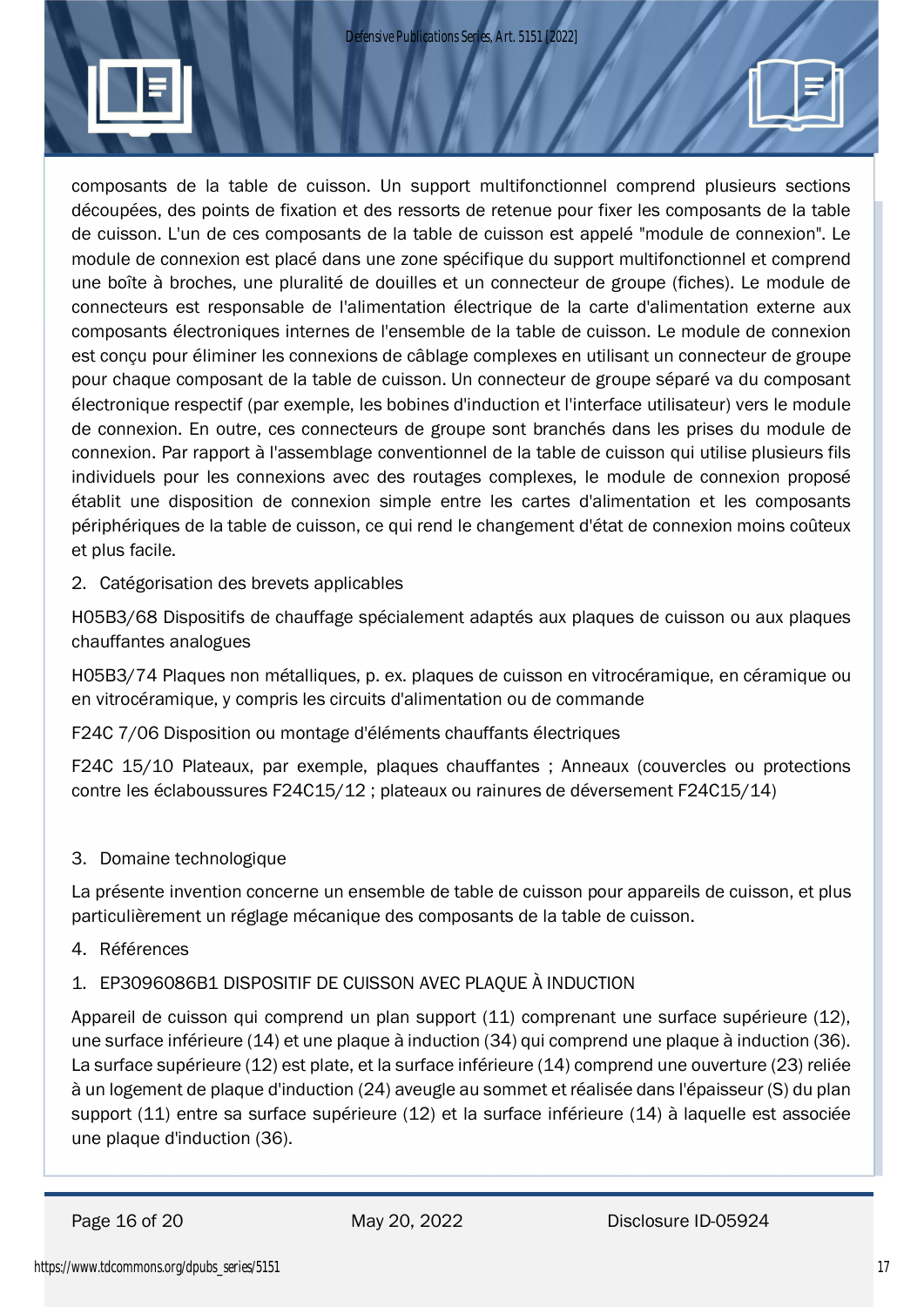composants de la table de cuisson. Un support multifonctionnel comprend plusieurs sections découpées, des points de fixation et des ressorts de retenue pour fixer les composants de la table de cuisson. L'un de ces composants de la table de cuisson est appelé "module de connexion". Le module de connexion est placé dans une zone spécifique du support multifonctionnel et comprend une boîte à broches, une pluralité de douilles et un connecteur de groupe (fiches). Le module de connecteurs est responsable de l'alimentation électrique de la carte d'alimentation externe aux composants électroniques internes de l'ensemble de la table de cuisson. Le module de connexion est conçu pour éliminer les connexions de câblage complexes en utilisant un connecteur de groupe pour chaque composant de la table de cuisson. Un connecteur de groupe séparé va du composant électronique respectif (par exemple, les bobines d'induction et l'interface utilisateur) vers le module de connexion. En outre, ces connecteurs de groupe sont branchés dans les prises du module de connexion. Par rapport à l'assemblage conventionnel de la table de cuisson qui utilise plusieurs fils individuels pour les connexions avec des routages complexes, le module de connexion proposé établit une disposition de connexion simple entre les cartes d'alimentation et les composants périphériques de la table de cuisson, ce qui rend le changement d'état de connexion moins coûteux et plus facile.

2. Catégorisation des brevets applicables

H05B3/68 Dispositifs de chauffage spécialement adaptés aux plaques de cuisson ou aux plaques chauffantes analogues

H05B3/74 Plaques non métalliques, p. ex. plaques de cuisson en vitrocéramique, en céramique ou en vitrocéramique, y compris les circuits d'alimentation ou de commande

F24C 7/06 Disposition ou montage d'éléments chauffants électriques

F24C 15/10 Plateaux, par exemple, plaques chauffantes ; Anneaux (couvercles ou protections contre les éclaboussures F24C15/12 ; plateaux ou rainures de déversement F24C15/14)

3. Domaine technologique

La présente invention concerne un ensemble de table de cuisson pour appareils de cuisson, et plus particulièrement un réglage mécanique des composants de la table de cuisson.

4. Références

1. EP3096086B1 DISPOSITIF DE CUISSON AVEC PLAQUE À INDUCTION

Appareil de cuisson qui comprend un plan support (11) comprenant une surface supérieure (12), une surface inférieure (14) et une plaque à induction (34) qui comprend une plaque à induction (36). La surface supérieure (12) est plate, et la surface inférieure (14) comprend une ouverture (23) reliée à un logement de plaque d'induction (24) aveugle au sommet et réalisée dans l'épaisseur (S) du plan support (11) entre sa surface supérieure (12) et la surface inférieure (14) à laquelle est associée une plaque d'induction (36).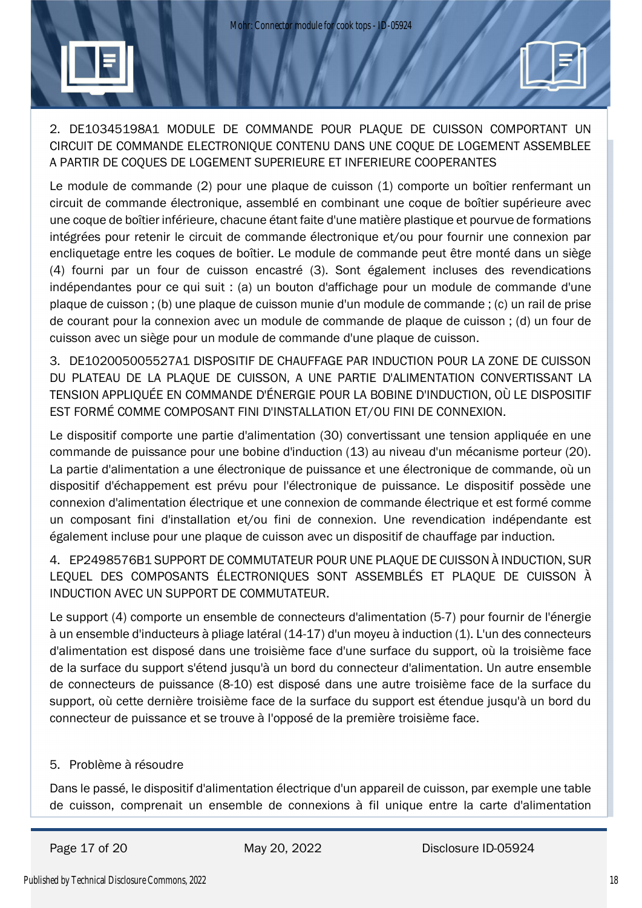2. DE10345198A1 MODULE DE COMMANDE POUR PLAQUE DE CUISSON COMPORTANT UN CIRCUIT DE COMMANDE ELECTRONIQUE CONTENU DANS UNE COQUE DE LOGEMENT ASSEMBLEE A PARTIR DE COQUES DE LOGEMENT SUPERIEURE ET INFERIEURE COOPERANTES

Le module de commande (2) pour une plaque de cuisson (1) comporte un boîtier renfermant un circuit de commande électronique, assemblé en combinant une coque de boîtier supérieure avec une coque de boîtier inférieure, chacune étant faite d'une matière plastique et pourvue de formations intégrées pour retenir le circuit de commande électronique et/ou pour fournir une connexion par encliquetage entre les coques de boîtier. Le module de commande peut être monté dans un siège (4) fourni par un four de cuisson encastré (3). Sont également incluses des revendications indépendantes pour ce qui suit : (a) un bouton d'affichage pour un module de commande d'une plaque de cuisson ; (b) une plaque de cuisson munie d'un module de commande ; (c) un rail de prise de courant pour la connexion avec un module de commande de plaque de cuisson ; (d) un four de cuisson avec un siège pour un module de commande d'une plaque de cuisson.

3. DE102005005527A1 DISPOSITIF DE CHAUFFAGE PAR INDUCTION POUR LA ZONE DE CUISSON DU PLATEAU DE LA PLAQUE DE CUISSON, A UNE PARTIE D'ALIMENTATION CONVERTISSANT LA TENSION APPLIQUÉE EN COMMANDE D'ÉNERGIE POUR LA BOBINE D'INDUCTION, OÙ LE DISPOSITIF EST FORMÉ COMME COMPOSANT FINI D'INSTALLATION ET/OU FINI DE CONNEXION.

Le dispositif comporte une partie d'alimentation (30) convertissant une tension appliquée en une commande de puissance pour une bobine d'induction (13) au niveau d'un mécanisme porteur (20). La partie d'alimentation a une électronique de puissance et une électronique de commande, où un dispositif d'échappement est prévu pour l'électronique de puissance. Le dispositif possède une connexion d'alimentation électrique et une connexion de commande électrique et est formé comme un composant fini d'installation et/ou fini de connexion. Une revendication indépendante est également incluse pour une plaque de cuisson avec un dispositif de chauffage par induction.

4. EP2498576B1 SUPPORT DE COMMUTATEUR POUR UNE PLAQUE DE CUISSON À INDUCTION, SUR LEQUEL DES COMPOSANTS ÉLECTRONIQUES SONT ASSEMBLÉS ET PLAQUE DE CUISSON À INDUCTION AVEC UN SUPPORT DE COMMUTATEUR.

Le support (4) comporte un ensemble de connecteurs d'alimentation (5-7) pour fournir de l'énergie à un ensemble d'inducteurs à pliage latéral (14-17) d'un moyeu à induction (1). L'un des connecteurs d'alimentation est disposé dans une troisième face d'une surface du support, où la troisième face de la surface du support s'étend jusqu'à un bord du connecteur d'alimentation. Un autre ensemble de connecteurs de puissance (8-10) est disposé dans une autre troisième face de la surface du support, où cette dernière troisième face de la surface du support est étendue jusqu'à un bord du connecteur de puissance et se trouve à l'opposé de la première troisième face.

5. Problème à résoudre

Dans le passé, le dispositif d'alimentation électrique d'un appareil de cuisson, par exemple une table de cuisson, comprenait un ensemble de connexions à fil unique entre la carte d'alimentation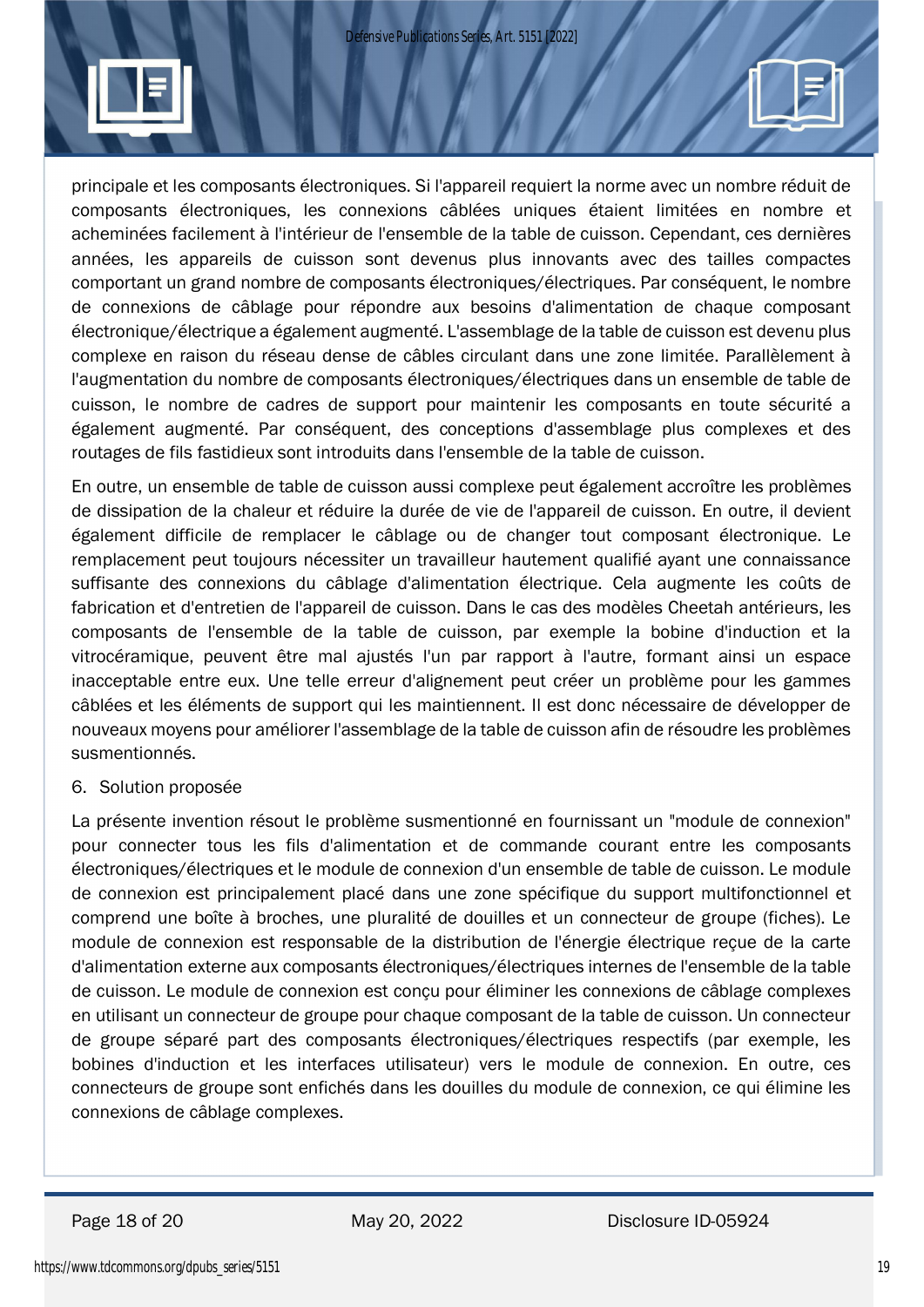principale et les composants électroniques. Si l'appareil requiert la norme avec un nombre réduit de composants électroniques, les connexions câblées uniques étaient limitées en nombre et acheminées facilement à l'intérieur de l'ensemble de la table de cuisson. Cependant, ces dernières années, les appareils de cuisson sont devenus plus innovants avec des tailles compactes comportant un grand nombre de composants électroniques/électriques. Par conséquent, le nombre de connexions de câblage pour répondre aux besoins d'alimentation de chaque composant électronique/électrique a également augmenté. L'assemblage de la table de cuisson est devenu plus complexe en raison du réseau dense de câbles circulant dans une zone limitée. Parallèlement à l'augmentation du nombre de composants électroniques/électriques dans un ensemble de table de cuisson, le nombre de cadres de support pour maintenir les composants en toute sécurité a également augmenté. Par conséquent, des conceptions d'assemblage plus complexes et des routages de fils fastidieux sont introduits dans l'ensemble de la table de cuisson.

En outre, un ensemble de table de cuisson aussi complexe peut également accroître les problèmes de dissipation de la chaleur et réduire la durée de vie de l'appareil de cuisson. En outre, il devient également difficile de remplacer le câblage ou de changer tout composant électronique. Le remplacement peut toujours nécessiter un travailleur hautement qualifié ayant une connaissance suffisante des connexions du câblage d'alimentation électrique. Cela augmente les coûts de fabrication et d'entretien de l'appareil de cuisson. Dans le cas des modèles Cheetah antérieurs, les composants de l'ensemble de la table de cuisson, par exemple la bobine d'induction et la vitrocéramique, peuvent être mal ajustés l'un par rapport à l'autre, formant ainsi un espace inacceptable entre eux. Une telle erreur d'alignement peut créer un problème pour les gammes câblées et les éléments de support qui les maintiennent. Il est donc nécessaire de développer de nouveaux moyens pour améliorer l'assemblage de la table de cuisson afin de résoudre les problèmes susmentionnés.

6. Solution proposée

La présente invention résout le problème susmentionné en fournissant un "module de connexion" pour connecter tous les fils d'alimentation et de commande courant entre les composants électroniques/électriques et le module de connexion d'un ensemble de table de cuisson. Le module de connexion est principalement placé dans une zone spécifique du support multifonctionnel et comprend une boîte à broches, une pluralité de douilles et un connecteur de groupe (fiches). Le module de connexion est responsable de la distribution de l'énergie électrique reçue de la carte d'alimentation externe aux composants électroniques/électriques internes de l'ensemble de la table de cuisson. Le module de connexion est conçu pour éliminer les connexions de câblage complexes en utilisant un connecteur de groupe pour chaque composant de la table de cuisson. Un connecteur de groupe séparé part des composants électroniques/électriques respectifs (par exemple, les bobines d'induction et les interfaces utilisateur) vers le module de connexion. En outre, ces connecteurs de groupe sont enfichés dans les douilles du module de connexion, ce qui élimine les connexions de câblage complexes.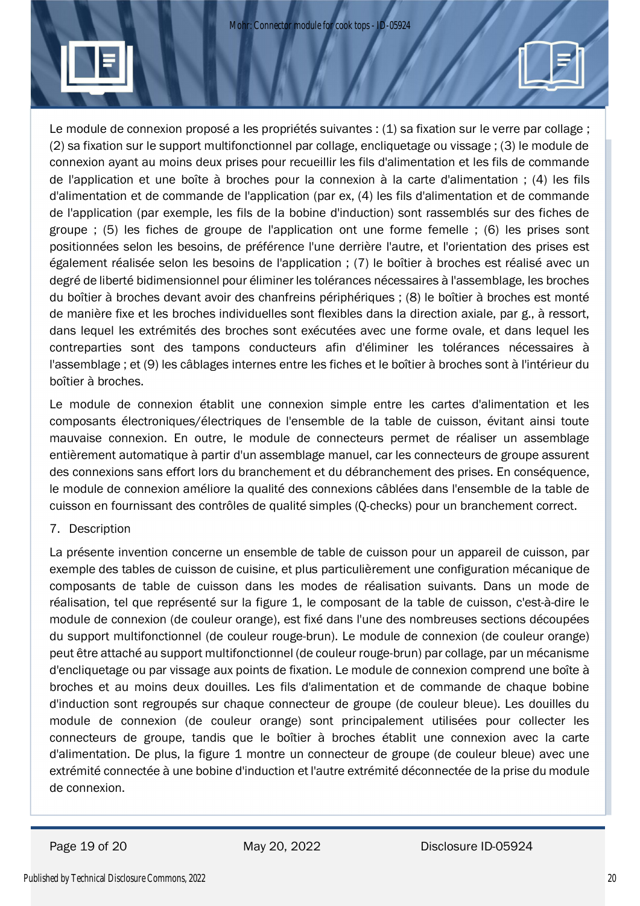Le module de connexion proposé a les propriétés suivantes : (1) sa fixation sur le verre par collage ; (2) sa fixation sur le support multifonctionnel par collage, encliquetage ou vissage ; (3) le module de connexion ayant au moins deux prises pour recueillir les fils d'alimentation et les fils de commande de l'application et une boîte à broches pour la connexion à la carte d'alimentation ; (4) les fils d'alimentation et de commande de l'application (par ex, (4) les fils d'alimentation et de commande de l'application (par exemple, les fils de la bobine d'induction) sont rassemblés sur des fiches de groupe ; (5) les fiches de groupe de l'application ont une forme femelle ; (6) les prises sont positionnées selon les besoins, de préférence l'une derrière l'autre, et l'orientation des prises est également réalisée selon les besoins de l'application ; (7) le boîtier à broches est réalisé avec un degré de liberté bidimensionnel pour éliminer les tolérances nécessaires à l'assemblage, les broches du boîtier à broches devant avoir des chanfreins périphériques ; (8) le boîtier à broches est monté de manière fixe et les broches individuelles sont flexibles dans la direction axiale, par g., à ressort, dans lequel les extrémités des broches sont exécutées avec une forme ovale, et dans lequel les contreparties sont des tampons conducteurs afin d'éliminer les tolérances nécessaires à l'assemblage ; et (9) les câblages internes entre les fiches et le boîtier à broches sont à l'intérieur du boîtier à broches.

Le module de connexion établit une connexion simple entre les cartes d'alimentation et les composants électroniques/électriques de l'ensemble de la table de cuisson, évitant ainsi toute mauvaise connexion. En outre, le module de connecteurs permet de réaliser un assemblage entièrement automatique à partir d'un assemblage manuel, car les connecteurs de groupe assurent des connexions sans effort lors du branchement et du débranchement des prises. En conséquence, le module de connexion améliore la qualité des connexions câblées dans l'ensemble de la table de cuisson en fournissant des contrôles de qualité simples (Q-checks) pour un branchement correct.

7. Description

La présente invention concerne un ensemble de table de cuisson pour un appareil de cuisson, par exemple des tables de cuisson de cuisine, et plus particulièrement une configuration mécanique de composants de table de cuisson dans les modes de réalisation suivants. Dans un mode de réalisation, tel que représenté sur la figure 1, le composant de la table de cuisson, c'est-à-dire le module de connexion (de couleur orange), est fixé dans l'une des nombreuses sections découpées du support multifonctionnel (de couleur rouge-brun). Le module de connexion (de couleur orange) peut être attaché au support multifonctionnel (de couleur rouge-brun) par collage, par un mécanisme d'encliquetage ou par vissage aux points de fixation. Le module de connexion comprend une boîte à broches et au moins deux douilles. Les fils d'alimentation et de commande de chaque bobine d'induction sont regroupés sur chaque connecteur de groupe (de couleur bleue). Les douilles du module de connexion (de couleur orange) sont principalement utilisées pour collecter les connecteurs de groupe, tandis que le boîtier à broches établit une connexion avec la carte d'alimentation. De plus, la figure 1 montre un connecteur de groupe (de couleur bleue) avec une extrémité connectée à une bobine d'induction et l'autre extrémité déconnectée de la prise du module de connexion.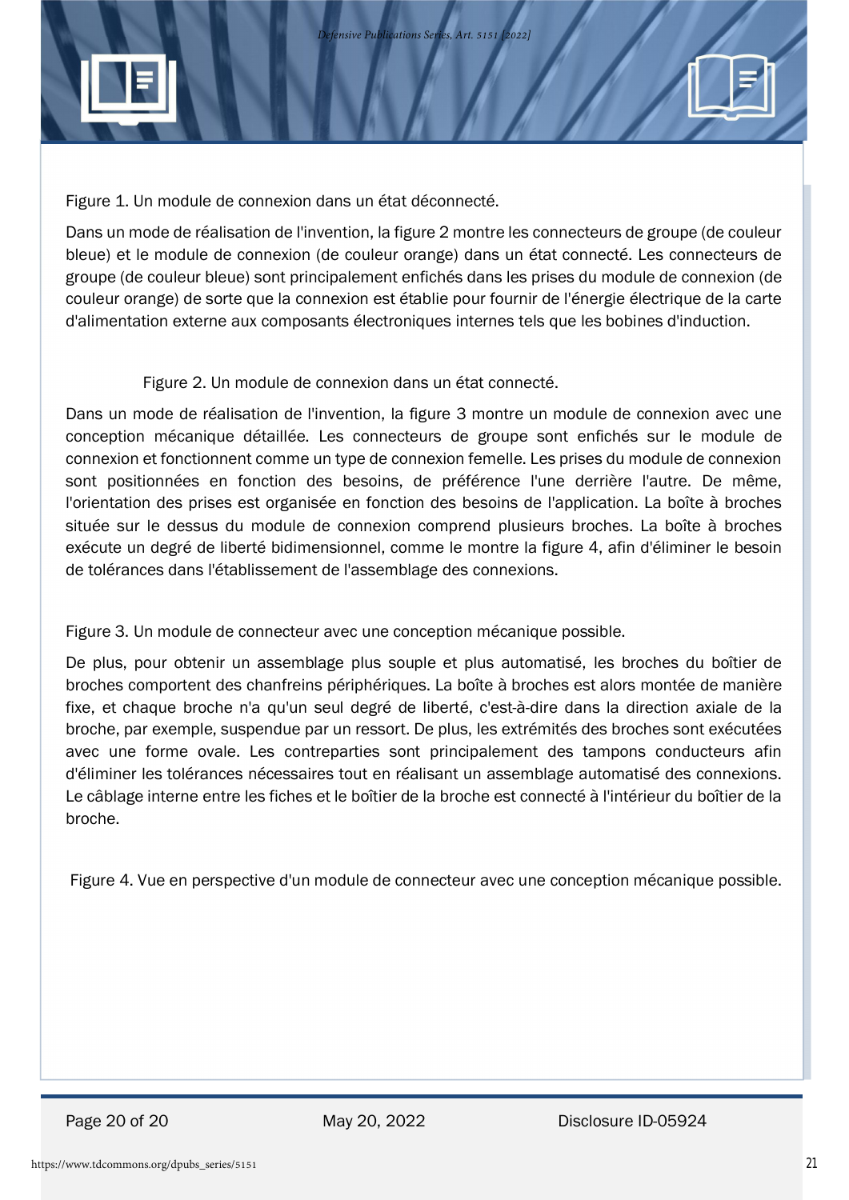Figure 1. Un module de connexion dans un état déconnecté.

Dans un mode de réalisation de l'invention, la figure 2 montre les connecteurs de groupe (de couleur bleue) et le module de connexion (de couleur orange) dans un état connecté. Les connecteurs de groupe (de couleur bleue) sont principalement enfichés dans les prises du module de connexion (de couleur orange) de sorte que la connexion est établie pour fournir de l'énergie électrique de la carte d'alimentation externe aux composants électroniques internes tels que les bobines d'induction.

Figure 2. Un module de connexion dans un état connecté.

Dans un mode de réalisation de l'invention, la figure 3 montre un module de connexion avec une conception mécanique détaillée. Les connecteurs de groupe sont enfichés sur le module de connexion et fonctionnent comme un type de connexion femelle. Les prises du module de connexion sont positionnées en fonction des besoins, de préférence l'une derrière l'autre. De même, l'orientation des prises est organisée en fonction des besoins de l'application. La boîte à broches située sur le dessus du module de connexion comprend plusieurs broches. La boîte à broches exécute un degré de liberté bidimensionnel, comme le montre la figure 4, afin d'éliminer le besoin de tolérances dans l'établissement de l'assemblage des connexions.

Figure 3. Un module de connecteur avec une conception mécanique possible.

De plus, pour obtenir un assemblage plus souple et plus automatisé, les broches du boîtier de broches comportent des chanfreins périphériques. La boîte à broches est alors montée de manière fixe, et chaque broche n'a qu'un seul degré de liberté, c'est-à-dire dans la direction axiale de la broche, par exemple, suspendue par un ressort. De plus, les extrémités des broches sont exécutées avec une forme ovale. Les contreparties sont principalement des tampons conducteurs afin d'éliminer les tolérances nécessaires tout en réalisant un assemblage automatisé des connexions. Le câblage interne entre les fiches et le boîtier de la broche est connecté à l'intérieur du boîtier de la broche.

Figure 4. Vue en perspective d'un module de connecteur avec une conception mécanique possible.